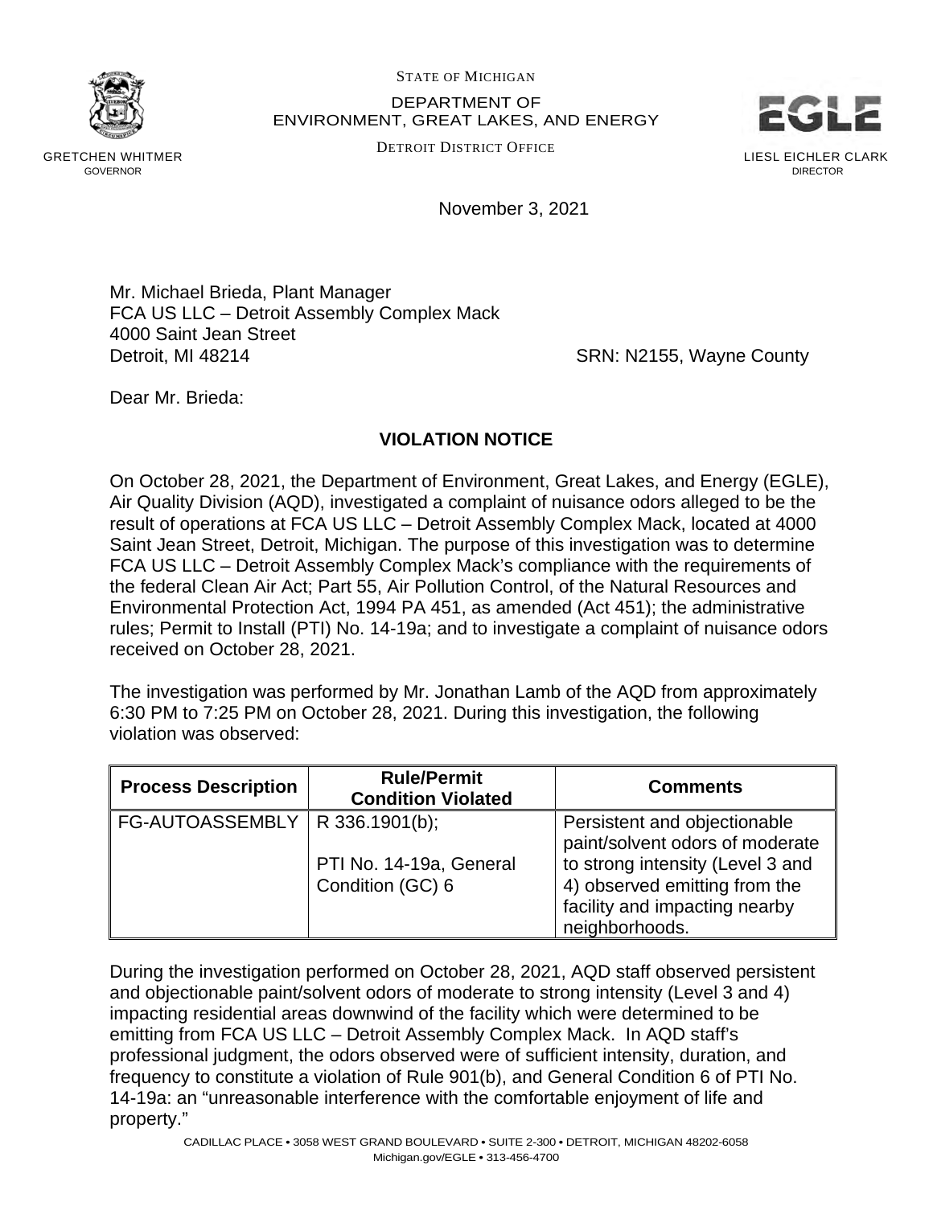STATE OF MICHIGAN

DEPARTMENT OF
ENVIRONMENT, GREAT LAKES, AND ENERGY

DETROIT DISTRICT OFFICE

GRETCHEN WHITMER
GOVERNOR

LIESL EICHLER CLARK
DIRECTOR

November 3, 2021

Mr. Michael Brieda, Plant Manager
FCA US LLC – Detroit Assembly Complex Mack
4000 Saint Jean Street
Detroit, MI 48214

SRN: N2155, Wayne County

Dear Mr. Brieda:

## VIOLATION NOTICE

On October 28, 2021, the Department of Environment, Great Lakes, and Energy (EGLE), Air Quality Division (AQD), investigated a complaint of nuisance odors alleged to be the result of operations at FCA US LLC – Detroit Assembly Complex Mack, located at 4000 Saint Jean Street, Detroit, Michigan. The purpose of this investigation was to determine FCA US LLC – Detroit Assembly Complex Mack's compliance with the requirements of the federal Clean Air Act; Part 55, Air Pollution Control, of the Natural Resources and Environmental Protection Act, 1994 PA 451, as amended (Act 451); the administrative rules; Permit to Install (PTI) No. 14-19a; and to investigate a complaint of nuisance odors received on October 28, 2021.

The investigation was performed by Mr. Jonathan Lamb of the AQD from approximately 6:30 PM to 7:25 PM on October 28, 2021. During this investigation, the following violation was observed:

| Process Description | Rule/Permit Condition Violated | Comments |
|---|---|---|
| FG-AUTOASSEMBLY | R 336.1901(b);<br><br>PTI No. 14-19a, General Condition (GC) 6 | Persistent and objectionable paint/solvent odors of moderate to strong intensity (Level 3 and 4) observed emitting from the facility and impacting nearby neighborhoods. |

During the investigation performed on October 28, 2021, AQD staff observed persistent and objectionable paint/solvent odors of moderate to strong intensity (Level 3 and 4) impacting residential areas downwind of the facility which were determined to be emitting from FCA US LLC – Detroit Assembly Complex Mack. In AQD staff's professional judgment, the odors observed were of sufficient intensity, duration, and frequency to constitute a violation of Rule 901(b), and General Condition 6 of PTI No. 14-19a: an "unreasonable interference with the comfortable enjoyment of life and property."

CADILLAC PLACE • 3058 WEST GRAND BOULEVARD • SUITE 2-300 • DETROIT, MICHIGAN 48202-6058
Michigan.gov/EGLE • 313-456-4700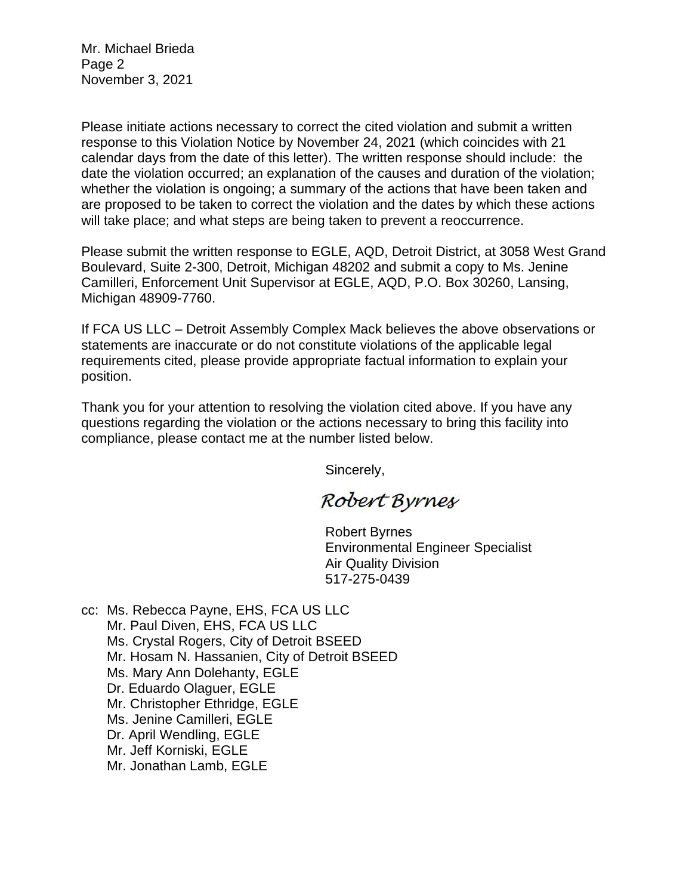Mr. Michael Brieda
Page 2
November 3, 2021

Please initiate actions necessary to correct the cited violation and submit a written response to this Violation Notice by November 24, 2021 (which coincides with 21 calendar days from the date of this letter). The written response should include: the date the violation occurred; an explanation of the causes and duration of the violation; whether the violation is ongoing; a summary of the actions that have been taken and are proposed to be taken to correct the violation and the dates by which these actions will take place; and what steps are being taken to prevent a reoccurrence.

Please submit the written response to EGLE, AQD, Detroit District, at 3058 West Grand Boulevard, Suite 2-300, Detroit, Michigan 48202 and submit a copy to Ms. Jenine Camilleri, Enforcement Unit Supervisor at EGLE, AQD, P.O. Box 30260, Lansing, Michigan 48909-7760.

If FCA US LLC – Detroit Assembly Complex Mack believes the above observations or statements are inaccurate or do not constitute violations of the applicable legal requirements cited, please provide appropriate factual information to explain your position.

Thank you for your attention to resolving the violation cited above. If you have any questions regarding the violation or the actions necessary to bring this facility into compliance, please contact me at the number listed below.

Sincerely,

*Robert Byrnes*

Robert Byrnes
Environmental Engineer Specialist
Air Quality Division
517-275-0439

cc: Ms. Rebecca Payne, EHS, FCA US LLC
Mr. Paul Diven, EHS, FCA US LLC
Ms. Crystal Rogers, City of Detroit BSEED
Mr. Hosam N. Hassanien, City of Detroit BSEED
Ms. Mary Ann Dolehanty, EGLE
Dr. Eduardo Olaguer, EGLE
Mr. Christopher Ethridge, EGLE
Ms. Jenine Camilleri, EGLE
Dr. April Wendling, EGLE
Mr. Jeff Korniski, EGLE
Mr. Jonathan Lamb, EGLE